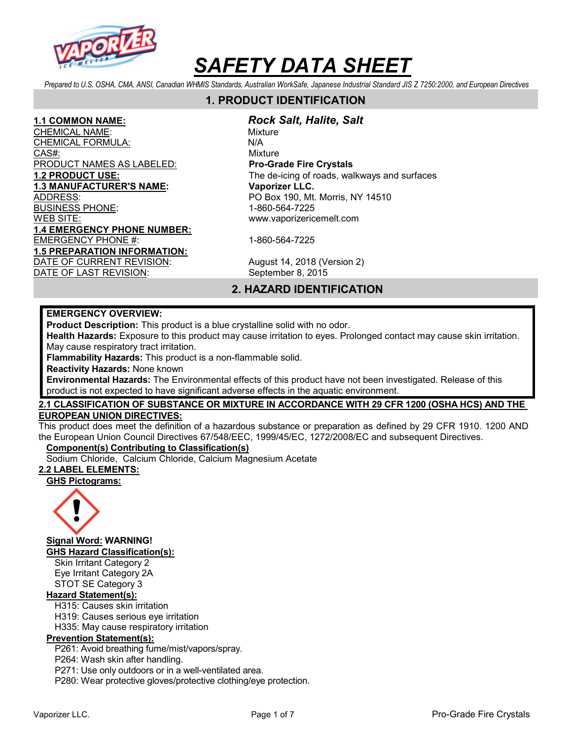# SAFETY DATA SHEET

*Prepared to U.S. OSHA, CMA, ANSI, Canadian WHMIS Standards, Australian WorkSafe, Japanese Industrial Standard JIS Z 7250:2000, and European Directives*

## 1. PRODUCT IDENTIFICATION

| | |
|---|---|
| **1.1 COMMON NAME:** | ***Rock Salt, Halite, Salt*** |
| CHEMICAL NAME: | Mixture |
| CHEMICAL FORMULA: | N/A |
| CAS#: | Mixture |
| PRODUCT NAMES AS LABELED: | **Pro-Grade Fire Crystals** |
| **1.2 PRODUCT USE:** | The de-icing of roads, walkways and surfaces |
| **1.3 MANUFACTURER'S NAME:** | **Vaporizer LLC.** |
| ADDRESS: | PO Box 190, Mt. Morris, NY 14510 |
| BUSINESS PHONE: | 1-860-564-7225 |
| WEB SITE: | www.vaporizericemelt.com |
| **1.4 EMERGENCY PHONE NUMBER:** | |
| EMERGENCY PHONE #: | 1-860-564-7225 |
| **1.5 PREPARATION INFORMATION:** | |
| DATE OF CURRENT REVISION: | August 14, 2018 (Version 2) |
| DATE OF LAST REVISION: | September 8, 2015 |

## 2. HAZARD IDENTIFICATION

**EMERGENCY OVERVIEW:**

**Product Description:** This product is a blue crystalline solid with no odor.

**Health Hazards:** Exposure to this product may cause irritation to eyes. Prolonged contact may cause skin irritation. May cause respiratory tract irritation.

**Flammability Hazards:** This product is a non-flammable solid.

**Reactivity Hazards:** None known

**Environmental Hazards:** The Environmental effects of this product have not been investigated. Release of this product is not expected to have significant adverse effects in the aquatic environment.

### 2.1 CLASSIFICATION OF SUBSTANCE OR MIXTURE IN ACCORDANCE WITH 29 CFR 1200 (OSHA HCS) AND THE EUROPEAN UNION DIRECTIVES:

This product does meet the definition of a hazardous substance or preparation as defined by 29 CFR 1910. 1200 AND the European Union Council Directives 67/548/EEC, 1999/45/EC, 1272/2008/EC and subsequent Directives.

**Component(s) Contributing to Classification(s)**

Sodium Chloride, Calcium Chloride, Calcium Magnesium Acetate

### 2.2 LABEL ELEMENTS:

**GHS Pictograms:**

**Signal Word:** **WARNING!**

**GHS Hazard Classification(s):**

- Skin Irritant Category 2
- Eye Irritant Category 2A
- STOT SE Category 3

**Hazard Statement(s):**

- H315: Causes skin irritation
- H319: Causes serious eye irritation
- H335: May cause respiratory irritation

**Prevention Statement(s):**

- P261: Avoid breathing fume/mist/vapors/spray.
- P264: Wash skin after handling.
- P271: Use only outdoors or in a well-ventilated area.
- P280: Wear protective gloves/protective clothing/eye protection.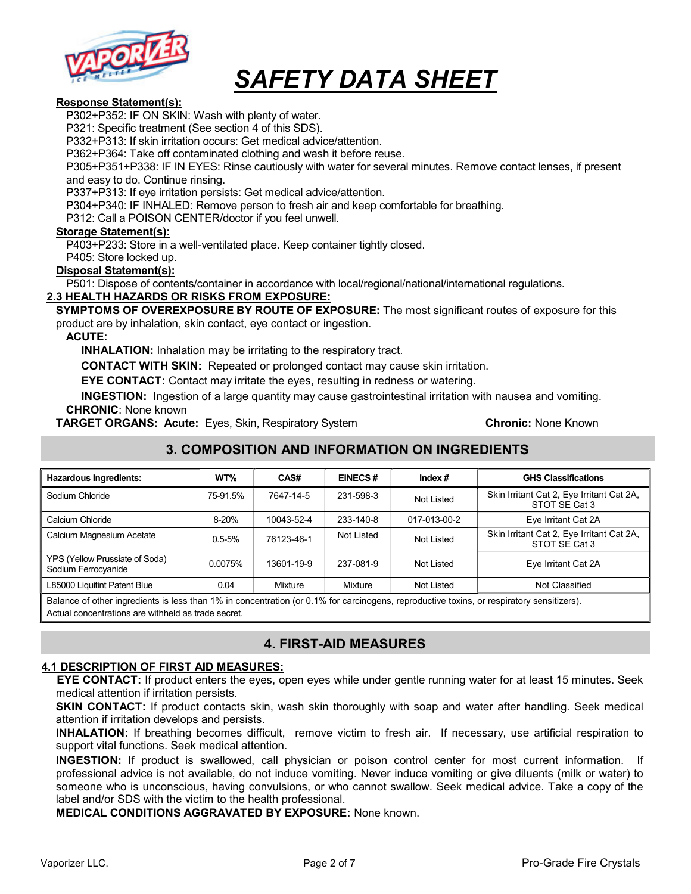# SAFETY DATA SHEET

**Response Statement(s):**

P302+P352: IF ON SKIN: Wash with plenty of water.
P321: Specific treatment (See section 4 of this SDS).
P332+P313: If skin irritation occurs: Get medical advice/attention.
P362+P364: Take off contaminated clothing and wash it before reuse.
P305+P351+P338: IF IN EYES: Rinse cautiously with water for several minutes. Remove contact lenses, if present and easy to do. Continue rinsing.
P337+P313: If eye irritation persists: Get medical advice/attention.
P304+P340: IF INHALED: Remove person to fresh air and keep comfortable for breathing.
P312: Call a POISON CENTER/doctor if you feel unwell.

**Storage Statement(s):**

P403+P233: Store in a well-ventilated place. Keep container tightly closed.
P405: Store locked up.

**Disposal Statement(s):**

P501: Dispose of contents/container in accordance with local/regional/national/international regulations.

### 2.3 HEALTH HAZARDS OR RISKS FROM EXPOSURE:

**SYMPTOMS OF OVEREXPOSURE BY ROUTE OF EXPOSURE:** The most significant routes of exposure for this product are by inhalation, skin contact, eye contact or ingestion.

**ACUTE:**

**INHALATION:** Inhalation may be irritating to the respiratory tract.

**CONTACT WITH SKIN:** Repeated or prolonged contact may cause skin irritation.

**EYE CONTACT:** Contact may irritate the eyes, resulting in redness or watering.

**INGESTION:** Ingestion of a large quantity may cause gastrointestinal irritation with nausea and vomiting.

**CHRONIC**: None known

**TARGET ORGANS: Acute:** Eyes, Skin, Respiratory System **Chronic:** None Known

## 3. COMPOSITION AND INFORMATION ON INGREDIENTS

| Hazardous Ingredients: | WT% | CAS# | EINECS # | Index # | GHS Classifications |
|---|---|---|---|---|---|
| Sodium Chloride | 75-91.5% | 7647-14-5 | 231-598-3 | Not Listed | Skin Irritant Cat 2, Eye Irritant Cat 2A, STOT SE Cat 3 |
| Calcium Chloride | 8-20% | 10043-52-4 | 233-140-8 | 017-013-00-2 | Eye Irritant Cat 2A |
| Calcium Magnesium Acetate | 0.5-5% | 76123-46-1 | Not Listed | Not Listed | Skin Irritant Cat 2, Eye Irritant Cat 2A, STOT SE Cat 3 |
| YPS (Yellow Prussiate of Soda) Sodium Ferrocyanide | 0.0075% | 13601-19-9 | 237-081-9 | Not Listed | Eye Irritant Cat 2A |
| L85000 Liquitint Patent Blue | 0.04 | Mixture | Mixture | Not Listed | Not Classified |
| Balance of other ingredients is less than 1% in concentration (or 0.1% for carcinogens, reproductive toxins, or respiratory sensitizers). Actual concentrations are withheld as trade secret. | | | | | |

## 4. FIRST-AID MEASURES

### 4.1 DESCRIPTION OF FIRST AID MEASURES:

**EYE CONTACT:** If product enters the eyes, open eyes while under gentle running water for at least 15 minutes. Seek medical attention if irritation persists.

**SKIN CONTACT:** If product contacts skin, wash skin thoroughly with soap and water after handling. Seek medical attention if irritation develops and persists.

**INHALATION:** If breathing becomes difficult, remove victim to fresh air. If necessary, use artificial respiration to support vital functions. Seek medical attention.

**INGESTION:** If product is swallowed, call physician or poison control center for most current information. If professional advice is not available, do not induce vomiting. Never induce vomiting or give diluents (milk or water) to someone who is unconscious, having convulsions, or who cannot swallow. Seek medical advice. Take a copy of the label and/or SDS with the victim to the health professional.

**MEDICAL CONDITIONS AGGRAVATED BY EXPOSURE:** None known.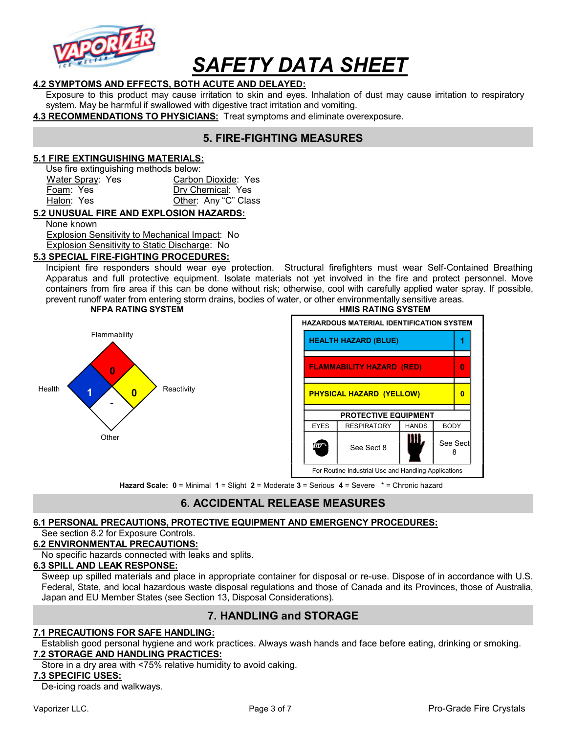# SAFETY DATA SHEET

**4.2 SYMPTOMS AND EFFECTS, BOTH ACUTE AND DELAYED:**

Exposure to this product may cause irritation to skin and eyes. Inhalation of dust may cause irritation to respiratory system. May be harmful if swallowed with digestive tract irritation and vomiting.

**4.3 RECOMMENDATIONS TO PHYSICIANS:** Treat symptoms and eliminate overexposure.

## 5. FIRE-FIGHTING MEASURES

**5.1 FIRE EXTINGUISHING MATERIALS:**

Use fire extinguishing methods below:

| | |
|---|---|
| Water Spray: Yes | Carbon Dioxide: Yes |
| Foam: Yes | Dry Chemical: Yes |
| Halon: Yes | Other: Any "C" Class |

**5.2 UNUSUAL FIRE AND EXPLOSION HAZARDS:**

None known

Explosion Sensitivity to Mechanical Impact: No

Explosion Sensitivity to Static Discharge: No

**5.3 SPECIAL FIRE-FIGHTING PROCEDURES:**

Incipient fire responders should wear eye protection. Structural firefighters must wear Self-Contained Breathing Apparatus and full protective equipment. Isolate materials not yet involved in the fire and protect personnel. Move containers from fire area if this can be done without risk; otherwise, cool with carefully applied water spray. If possible, prevent runoff water from entering storm drains, bodies of water, or other environmentally sensitive areas.

**NFPA RATING SYSTEM**

| Flammability | Health | Reactivity | Other |
|---|---|---|---|
| 0 | 1 | 0 | - |

**HMIS RATING SYSTEM**

| HAZARDOUS MATERIAL IDENTIFICATION SYSTEM | |
|---|---|
| HEALTH HAZARD (BLUE) | 1 |
| FLAMMABILITY HAZARD (RED) | 0 |
| PHYSICAL HAZARD (YELLOW) | 0 |

| PROTECTIVE EQUIPMENT | | | |
|---|---|---|---|
| EYES | RESPIRATORY | HANDS | BODY |
| | See Sect 8 | | See Sect 8 |

For Routine Industrial Use and Handling Applications

**Hazard Scale:** **0** = Minimal **1** = Slight **2** = Moderate **3** = Serious **4** = Severe * = Chronic hazard

## 6. ACCIDENTAL RELEASE MEASURES

**6.1 PERSONAL PRECAUTIONS, PROTECTIVE EQUIPMENT AND EMERGENCY PROCEDURES:**

See section 8.2 for Exposure Controls.

**6.2 ENVIRONMENTAL PRECAUTIONS:**

No specific hazards connected with leaks and splits.

**6.3 SPILL AND LEAK RESPONSE:**

Sweep up spilled materials and place in appropriate container for disposal or re-use. Dispose of in accordance with U.S. Federal, State, and local hazardous waste disposal regulations and those of Canada and its Provinces, those of Australia, Japan and EU Member States (see Section 13, Disposal Considerations).

## 7. HANDLING and STORAGE

**7.1 PRECAUTIONS FOR SAFE HANDLING:**

Establish good personal hygiene and work practices. Always wash hands and face before eating, drinking or smoking.

**7.2 STORAGE AND HANDLING PRACTICES:**

Store in a dry area with <75% relative humidity to avoid caking.

**7.3 SPECIFIC USES:**

De-icing roads and walkways.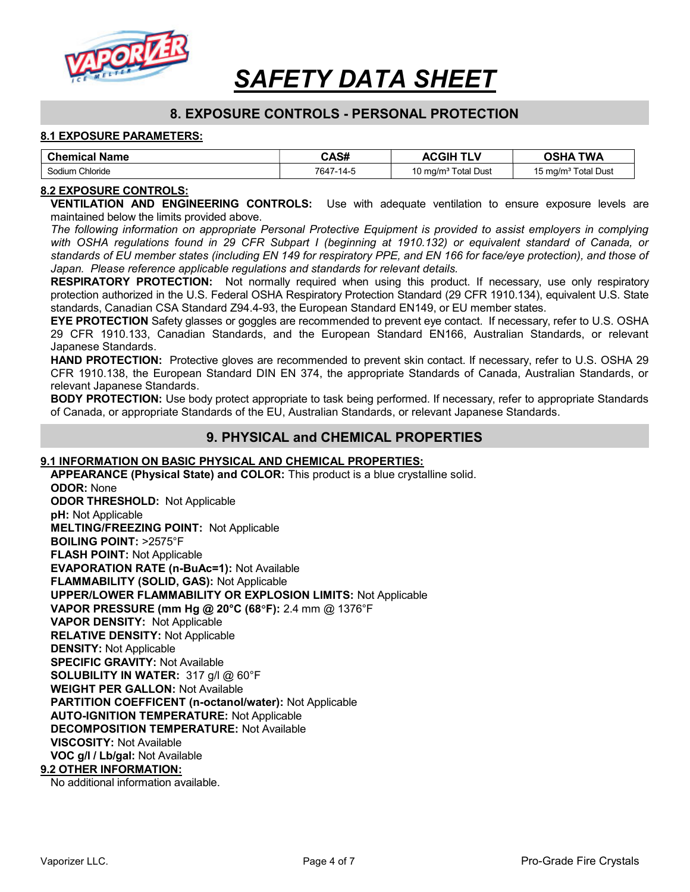# SAFETY DATA SHEET

## 8. EXPOSURE CONTROLS - PERSONAL PROTECTION

### 8.1 EXPOSURE PARAMETERS:

| Chemical Name | CAS# | ACGIH TLV | OSHA TWA |
|---|---|---|---|
| Sodium Chloride | 7647-14-5 | 10 mg/m³ Total Dust | 15 mg/m³ Total Dust |

### 8.2 EXPOSURE CONTROLS:

**VENTILATION AND ENGINEERING CONTROLS:** Use with adequate ventilation to ensure exposure levels are maintained below the limits provided above.

*The following information on appropriate Personal Protective Equipment is provided to assist employers in complying with OSHA regulations found in 29 CFR Subpart I (beginning at 1910.132) or equivalent standard of Canada, or standards of EU member states (including EN 149 for respiratory PPE, and EN 166 for face/eye protection), and those of Japan. Please reference applicable regulations and standards for relevant details.*

**RESPIRATORY PROTECTION:** Not normally required when using this product. If necessary, use only respiratory protection authorized in the U.S. Federal OSHA Respiratory Protection Standard (29 CFR 1910.134), equivalent U.S. State standards, Canadian CSA Standard Z94.4-93, the European Standard EN149, or EU member states.

**EYE PROTECTION** Safety glasses or goggles are recommended to prevent eye contact. If necessary, refer to U.S. OSHA 29 CFR 1910.133, Canadian Standards, and the European Standard EN166, Australian Standards, or relevant Japanese Standards.

**HAND PROTECTION:** Protective gloves are recommended to prevent skin contact. If necessary, refer to U.S. OSHA 29 CFR 1910.138, the European Standard DIN EN 374, the appropriate Standards of Canada, Australian Standards, or relevant Japanese Standards.

**BODY PROTECTION:** Use body protect appropriate to task being performed. If necessary, refer to appropriate Standards of Canada, or appropriate Standards of the EU, Australian Standards, or relevant Japanese Standards.

## 9. PHYSICAL and CHEMICAL PROPERTIES

### 9.1 INFORMATION ON BASIC PHYSICAL AND CHEMICAL PROPERTIES:

**APPEARANCE (Physical State) and COLOR:** This product is a blue crystalline solid.
**ODOR:** None
**ODOR THRESHOLD:** Not Applicable
**pH:** Not Applicable
**MELTING/FREEZING POINT:** Not Applicable
**BOILING POINT:** >2575°F
**FLASH POINT:** Not Applicable
**EVAPORATION RATE (n-BuAc=1):** Not Available
**FLAMMABILITY (SOLID, GAS):** Not Applicable
**UPPER/LOWER FLAMMABILITY OR EXPLOSION LIMITS:** Not Applicable
**VAPOR PRESSURE (mm Hg @ 20°C (68°F):** 2.4 mm @ 1376°F
**VAPOR DENSITY:** Not Applicable
**RELATIVE DENSITY:** Not Applicable
**DENSITY:** Not Applicable
**SPECIFIC GRAVITY:** Not Available
**SOLUBILITY IN WATER:** 317 g/l @ 60°F
**WEIGHT PER GALLON:** Not Available
**PARTITION COEFFICENT (n-octanol/water):** Not Applicable
**AUTO-IGNITION TEMPERATURE:** Not Applicable
**DECOMPOSITION TEMPERATURE:** Not Available
**VISCOSITY:** Not Available
**VOC g/l / Lb/gal:** Not Available

### 9.2 OTHER INFORMATION:

No additional information available.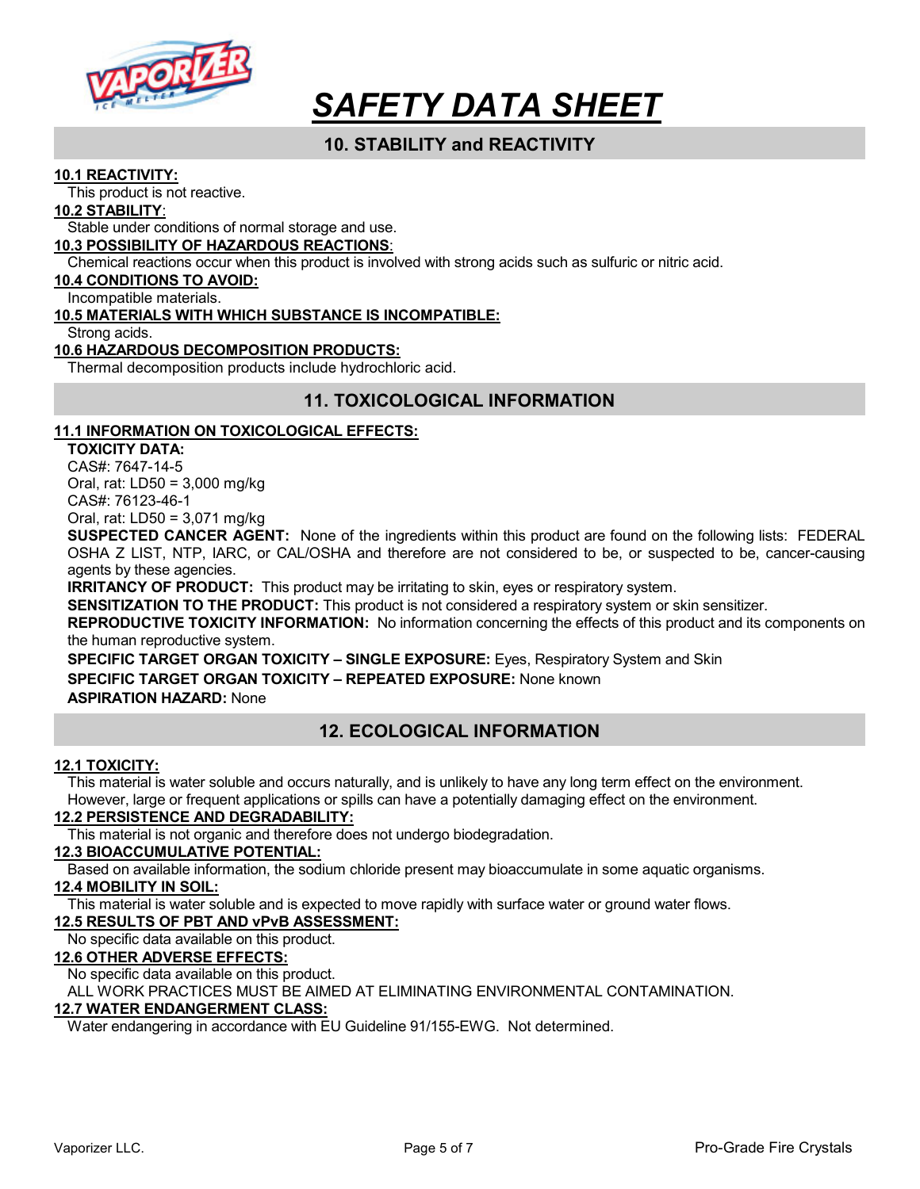# SAFETY DATA SHEET

## 10. STABILITY and REACTIVITY

**10.1 REACTIVITY:**
This product is not reactive.

**10.2 STABILITY:**
Stable under conditions of normal storage and use.

**10.3 POSSIBILITY OF HAZARDOUS REACTIONS:**
Chemical reactions occur when this product is involved with strong acids such as sulfuric or nitric acid.

**10.4 CONDITIONS TO AVOID:**
Incompatible materials.

**10.5 MATERIALS WITH WHICH SUBSTANCE IS INCOMPATIBLE:**
Strong acids.

**10.6 HAZARDOUS DECOMPOSITION PRODUCTS:**
Thermal decomposition products include hydrochloric acid.

## 11. TOXICOLOGICAL INFORMATION

**11.1 INFORMATION ON TOXICOLOGICAL EFFECTS:**

**TOXICITY DATA:**
CAS#: 7647-14-5
Oral, rat: LD50 = 3,000 mg/kg
CAS#: 76123-46-1
Oral, rat: LD50 = 3,071 mg/kg

**SUSPECTED CANCER AGENT:** None of the ingredients within this product are found on the following lists: FEDERAL OSHA Z LIST, NTP, IARC, or CAL/OSHA and therefore are not considered to be, or suspected to be, cancer-causing agents by these agencies.

**IRRITANCY OF PRODUCT:** This product may be irritating to skin, eyes or respiratory system.

**SENSITIZATION TO THE PRODUCT:** This product is not considered a respiratory system or skin sensitizer.

**REPRODUCTIVE TOXICITY INFORMATION:** No information concerning the effects of this product and its components on the human reproductive system.

**SPECIFIC TARGET ORGAN TOXICITY – SINGLE EXPOSURE:** Eyes, Respiratory System and Skin

**SPECIFIC TARGET ORGAN TOXICITY – REPEATED EXPOSURE:** None known

**ASPIRATION HAZARD:** None

## 12. ECOLOGICAL INFORMATION

**12.1 TOXICITY:**
This material is water soluble and occurs naturally, and is unlikely to have any long term effect on the environment. However, large or frequent applications or spills can have a potentially damaging effect on the environment.

**12.2 PERSISTENCE AND DEGRADABILITY:**
This material is not organic and therefore does not undergo biodegradation.

**12.3 BIOACCUMULATIVE POTENTIAL:**
Based on available information, the sodium chloride present may bioaccumulate in some aquatic organisms.

**12.4 MOBILITY IN SOIL:**
This material is water soluble and is expected to move rapidly with surface water or ground water flows.

**12.5 RESULTS OF PBT AND vPvB ASSESSMENT:**
No specific data available on this product.

**12.6 OTHER ADVERSE EFFECTS:**
No specific data available on this product.
ALL WORK PRACTICES MUST BE AIMED AT ELIMINATING ENVIRONMENTAL CONTAMINATION.

**12.7 WATER ENDANGERMENT CLASS:**
Water endangering in accordance with EU Guideline 91/155-EWG. Not determined.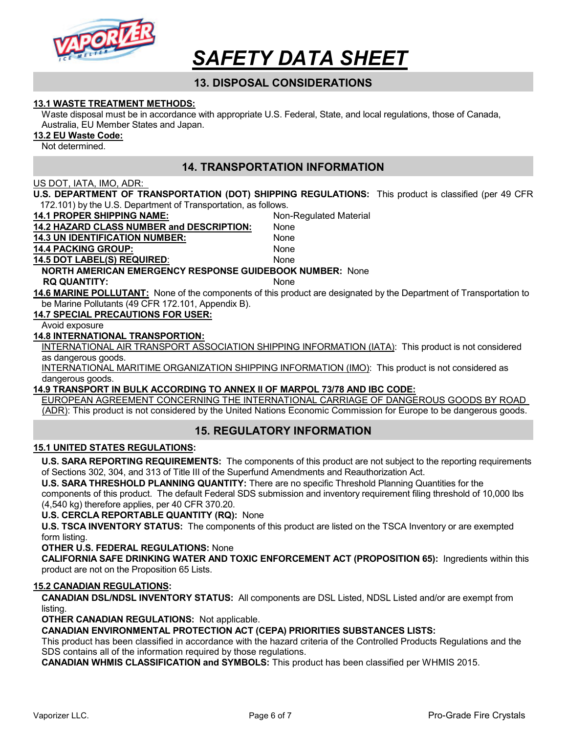# SAFETY DATA SHEET

## 13. DISPOSAL CONSIDERATIONS

**13.1 WASTE TREATMENT METHODS:**

Waste disposal must be in accordance with appropriate U.S. Federal, State, and local regulations, those of Canada, Australia, EU Member States and Japan.

**13.2 EU Waste Code:**

Not determined.

## 14. TRANSPORTATION INFORMATION

US DOT, IATA, IMO, ADR:

**U.S. DEPARTMENT OF TRANSPORTATION (DOT) SHIPPING REGULATIONS:** This product is classified (per 49 CFR 172.101) by the U.S. Department of Transportation, as follows.

**14.1 PROPER SHIPPING NAME:** Non-Regulated Material

**14.2 HAZARD CLASS NUMBER and DESCRIPTION:** None

**14.3 UN IDENTIFICATION NUMBER:** None

**14.4 PACKING GROUP:** None

**14.5 DOT LABEL(S) REQUIRED:** None

**NORTH AMERICAN EMERGENCY RESPONSE GUIDEBOOK NUMBER:** None

**RQ QUANTITY:** None

**14.6 MARINE POLLUTANT:** None of the components of this product are designated by the Department of Transportation to be Marine Pollutants (49 CFR 172.101, Appendix B).

**14.7 SPECIAL PRECAUTIONS FOR USER:**

Avoid exposure

**14.8 INTERNATIONAL TRANSPORTION:**

INTERNATIONAL AIR TRANSPORT ASSOCIATION SHIPPING INFORMATION (IATA): This product is not considered as dangerous goods.

INTERNATIONAL MARITIME ORGANIZATION SHIPPING INFORMATION (IMO): This product is not considered as dangerous goods.

**14.9 TRANSPORT IN BULK ACCORDING TO ANNEX II OF MARPOL 73/78 AND IBC CODE:**

EUROPEAN AGREEMENT CONCERNING THE INTERNATIONAL CARRIAGE OF DANGEROUS GOODS BY ROAD (ADR): This product is not considered by the United Nations Economic Commission for Europe to be dangerous goods.

## 15. REGULATORY INFORMATION

**15.1 UNITED STATES REGULATIONS:**

**U.S. SARA REPORTING REQUIREMENTS:** The components of this product are not subject to the reporting requirements of Sections 302, 304, and 313 of Title III of the Superfund Amendments and Reauthorization Act.

**U.S. SARA THRESHOLD PLANNING QUANTITY:** There are no specific Threshold Planning Quantities for the components of this product. The default Federal SDS submission and inventory requirement filing threshold of 10,000 lbs (4,540 kg) therefore applies, per 40 CFR 370.20.

**U.S. CERCLA REPORTABLE QUANTITY (RQ):** None

**U.S. TSCA INVENTORY STATUS:** The components of this product are listed on the TSCA Inventory or are exempted form listing.

**OTHER U.S. FEDERAL REGULATIONS:** None

**CALIFORNIA SAFE DRINKING WATER AND TOXIC ENFORCEMENT ACT (PROPOSITION 65):** Ingredients within this product are not on the Proposition 65 Lists.

**15.2 CANADIAN REGULATIONS:**

**CANADIAN DSL/NDSL INVENTORY STATUS:** All components are DSL Listed, NDSL Listed and/or are exempt from listing.

**OTHER CANADIAN REGULATIONS:** Not applicable.

**CANADIAN ENVIRONMENTAL PROTECTION ACT (CEPA) PRIORITIES SUBSTANCES LISTS:**

This product has been classified in accordance with the hazard criteria of the Controlled Products Regulations and the SDS contains all of the information required by those regulations.

**CANADIAN WHMIS CLASSIFICATION and SYMBOLS:** This product has been classified per WHMIS 2015.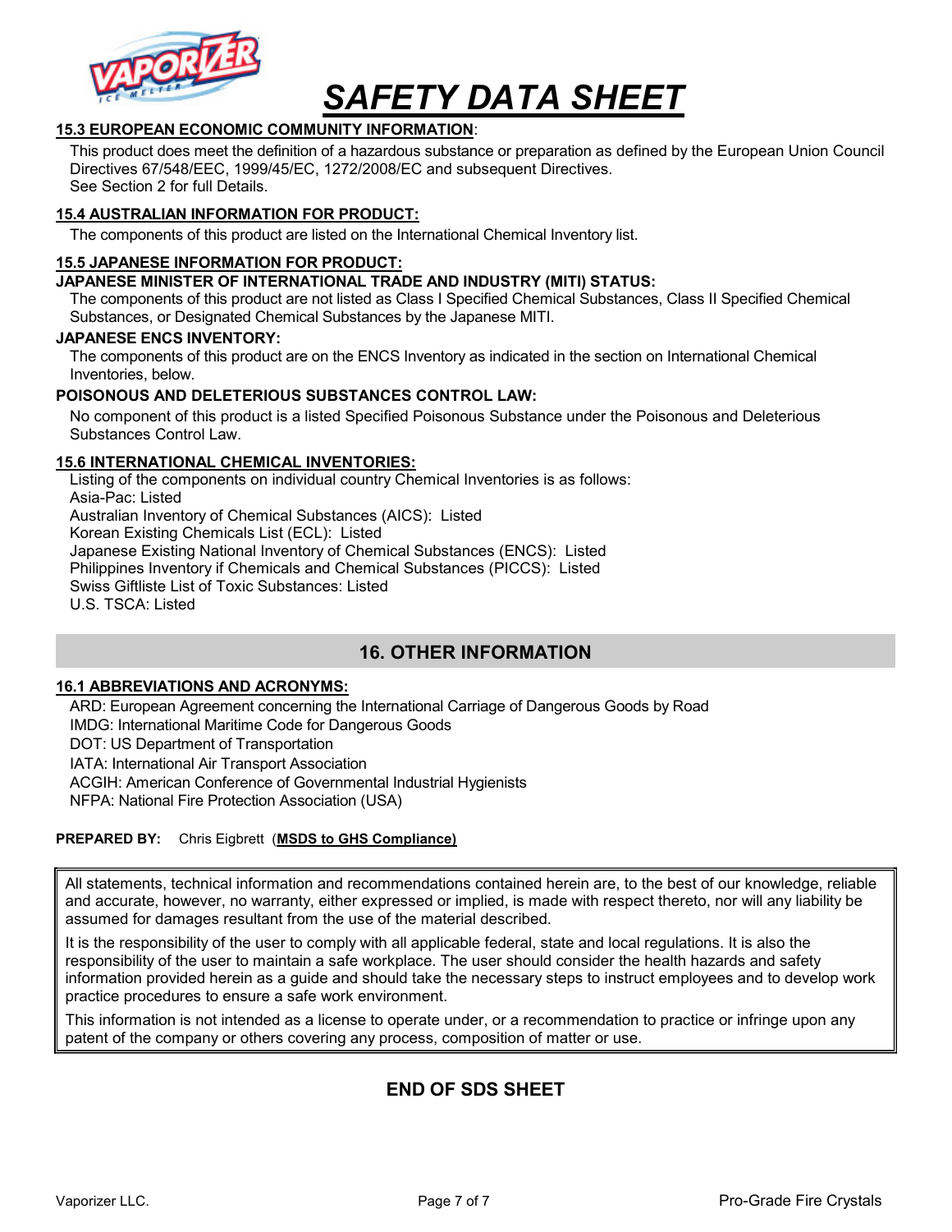# SAFETY DATA SHEET

**15.3 EUROPEAN ECONOMIC COMMUNITY INFORMATION**:

This product does meet the definition of a hazardous substance or preparation as defined by the European Union Council Directives 67/548/EEC, 1999/45/EC, 1272/2008/EC and subsequent Directives.
See Section 2 for full Details.

**15.4 AUSTRALIAN INFORMATION FOR PRODUCT:**

The components of this product are listed on the International Chemical Inventory list.

**15.5 JAPANESE INFORMATION FOR PRODUCT:**

**JAPANESE MINISTER OF INTERNATIONAL TRADE AND INDUSTRY (MITI) STATUS:**

The components of this product are not listed as Class I Specified Chemical Substances, Class II Specified Chemical Substances, or Designated Chemical Substances by the Japanese MITI.

**JAPANESE ENCS INVENTORY:**

The components of this product are on the ENCS Inventory as indicated in the section on International Chemical Inventories, below.

**POISONOUS AND DELETERIOUS SUBSTANCES CONTROL LAW:**

No component of this product is a listed Specified Poisonous Substance under the Poisonous and Deleterious Substances Control Law.

**15.6 INTERNATIONAL CHEMICAL INVENTORIES:**

Listing of the components on individual country Chemical Inventories is as follows:
Asia-Pac: Listed
Australian Inventory of Chemical Substances (AICS): Listed
Korean Existing Chemicals List (ECL): Listed
Japanese Existing National Inventory of Chemical Substances (ENCS): Listed
Philippines Inventory if Chemicals and Chemical Substances (PICCS): Listed
Swiss Giftliste List of Toxic Substances: Listed
U.S. TSCA: Listed

## 16. OTHER INFORMATION

**16.1 ABBREVIATIONS AND ACRONYMS:**

ARD: European Agreement concerning the International Carriage of Dangerous Goods by Road
IMDG: International Maritime Code for Dangerous Goods
DOT: US Department of Transportation
IATA: International Air Transport Association
ACGIH: American Conference of Governmental Industrial Hygienists
NFPA: National Fire Protection Association (USA)

**PREPARED BY:** Chris Eigbrett (**MSDS to GHS Compliance)**

All statements, technical information and recommendations contained herein are, to the best of our knowledge, reliable and accurate, however, no warranty, either expressed or implied, is made with respect thereto, nor will any liability be assumed for damages resultant from the use of the material described.

It is the responsibility of the user to comply with all applicable federal, state and local regulations. It is also the responsibility of the user to maintain a safe workplace. The user should consider the health hazards and safety information provided herein as a guide and should take the necessary steps to instruct employees and to develop work practice procedures to ensure a safe work environment.

This information is not intended as a license to operate under, or a recommendation to practice or infringe upon any patent of the company or others covering any process, composition of matter or use.

## END OF SDS SHEET